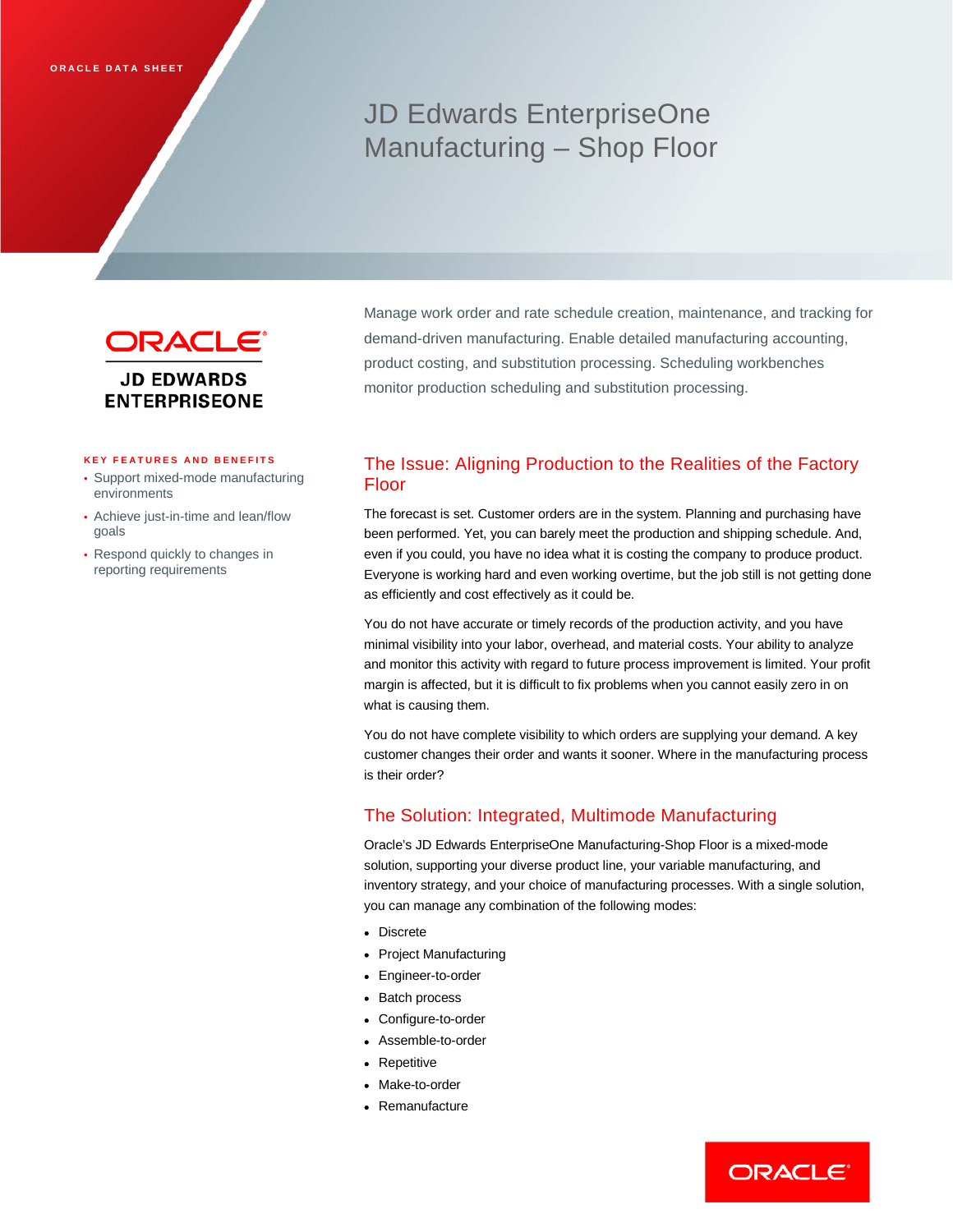ORACLE DATA SHEET

# JD Edwards EnterpriseOne Manufacturing – Shop Floor

ORACLE JD EDWARDS ENTERPRISEONE

Manage work order and rate schedule creation, maintenance, and tracking for demand-driven manufacturing. Enable detailed manufacturing accounting, product costing, and substitution processing. Scheduling workbenches monitor production scheduling and substitution processing.

**KEY FEATURES AND BENEFITS**

- Support mixed-mode manufacturing environments
- Achieve just-in-time and lean/flow goals
- Respond quickly to changes in reporting requirements

## The Issue: Aligning Production to the Realities of the Factory Floor

The forecast is set. Customer orders are in the system. Planning and purchasing have been performed. Yet, you can barely meet the production and shipping schedule. And, even if you could, you have no idea what it is costing the company to produce product. Everyone is working hard and even working overtime, but the job still is not getting done as efficiently and cost effectively as it could be.

You do not have accurate or timely records of the production activity, and you have minimal visibility into your labor, overhead, and material costs. Your ability to analyze and monitor this activity with regard to future process improvement is limited. Your profit margin is affected, but it is difficult to fix problems when you cannot easily zero in on what is causing them.

You do not have complete visibility to which orders are supplying your demand. A key customer changes their order and wants it sooner. Where in the manufacturing process is their order?

## The Solution: Integrated, Multimode Manufacturing

Oracle's JD Edwards EnterpriseOne Manufacturing-Shop Floor is a mixed-mode solution, supporting your diverse product line, your variable manufacturing, and inventory strategy, and your choice of manufacturing processes. With a single solution, you can manage any combination of the following modes:

- Discrete
- Project Manufacturing
- Engineer-to-order
- Batch process
- Configure-to-order
- Assemble-to-order
- Repetitive
- Make-to-order
- Remanufacture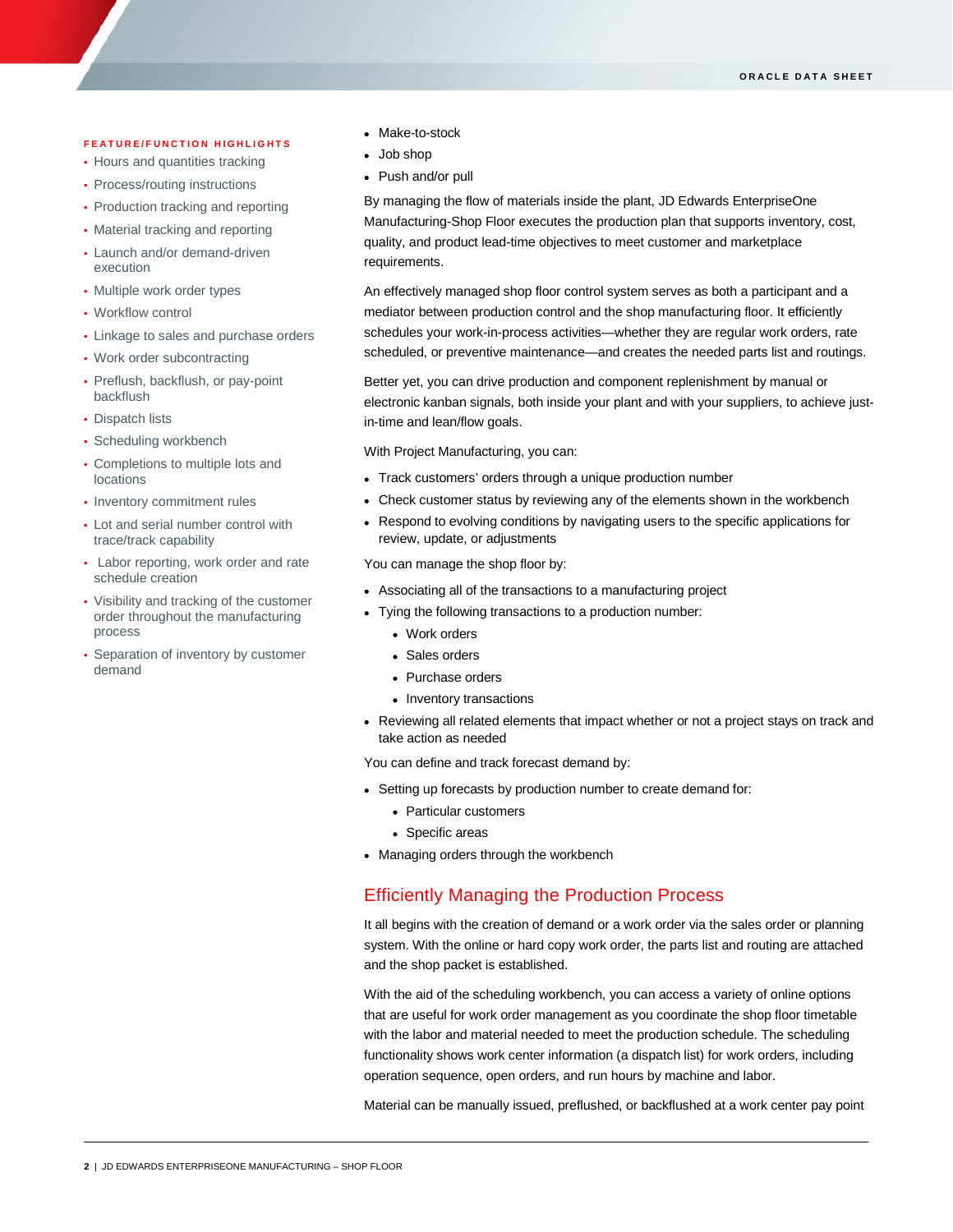**FEATURE/FUNCTION HIGHLIGHTS**

- Hours and quantities tracking
- Process/routing instructions
- Production tracking and reporting
- Material tracking and reporting
- Launch and/or demand-driven execution
- Multiple work order types
- Workflow control
- Linkage to sales and purchase orders
- Work order subcontracting
- Preflush, backflush, or pay-point backflush
- Dispatch lists
- Scheduling workbench
- Completions to multiple lots and locations
- Inventory commitment rules
- Lot and serial number control with trace/track capability
- Labor reporting, work order and rate schedule creation
- Visibility and tracking of the customer order throughout the manufacturing process
- Separation of inventory by customer demand

- Make-to-stock
- Job shop
- Push and/or pull

By managing the flow of materials inside the plant, JD Edwards EnterpriseOne Manufacturing-Shop Floor executes the production plan that supports inventory, cost, quality, and product lead-time objectives to meet customer and marketplace requirements.

An effectively managed shop floor control system serves as both a participant and a mediator between production control and the shop manufacturing floor. It efficiently schedules your work-in-process activities—whether they are regular work orders, rate scheduled, or preventive maintenance—and creates the needed parts list and routings.

Better yet, you can drive production and component replenishment by manual or electronic kanban signals, both inside your plant and with your suppliers, to achieve just-in-time and lean/flow goals.

With Project Manufacturing, you can:

- Track customers' orders through a unique production number
- Check customer status by reviewing any of the elements shown in the workbench
- Respond to evolving conditions by navigating users to the specific applications for review, update, or adjustments

You can manage the shop floor by:

- Associating all of the transactions to a manufacturing project
- Tying the following transactions to a production number:
  - Work orders
  - Sales orders
  - Purchase orders
  - Inventory transactions
- Reviewing all related elements that impact whether or not a project stays on track and take action as needed

You can define and track forecast demand by:

- Setting up forecasts by production number to create demand for:
  - Particular customers
  - Specific areas
- Managing orders through the workbench

## Efficiently Managing the Production Process

It all begins with the creation of demand or a work order via the sales order or planning system. With the online or hard copy work order, the parts list and routing are attached and the shop packet is established.

With the aid of the scheduling workbench, you can access a variety of online options that are useful for work order management as you coordinate the shop floor timetable with the labor and material needed to meet the production schedule. The scheduling functionality shows work center information (a dispatch list) for work orders, including operation sequence, open orders, and run hours by machine and labor.

Material can be manually issued, preflushed, or backflushed at a work center pay point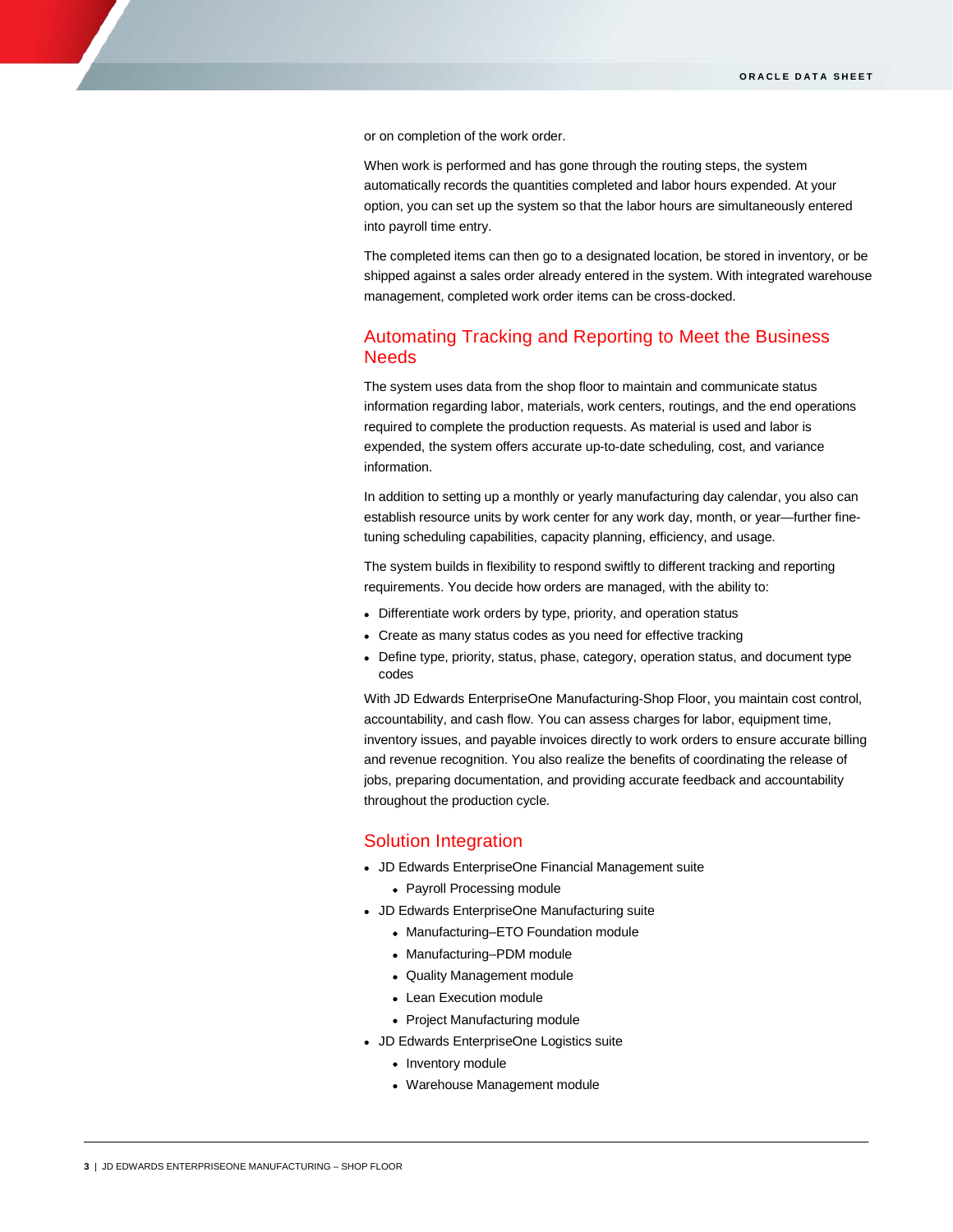or on completion of the work order.

When work is performed and has gone through the routing steps, the system automatically records the quantities completed and labor hours expended. At your option, you can set up the system so that the labor hours are simultaneously entered into payroll time entry.

The completed items can then go to a designated location, be stored in inventory, or be shipped against a sales order already entered in the system. With integrated warehouse management, completed work order items can be cross-docked.

## Automating Tracking and Reporting to Meet the Business Needs

The system uses data from the shop floor to maintain and communicate status information regarding labor, materials, work centers, routings, and the end operations required to complete the production requests. As material is used and labor is expended, the system offers accurate up-to-date scheduling, cost, and variance information.

In addition to setting up a monthly or yearly manufacturing day calendar, you also can establish resource units by work center for any work day, month, or year—further fine-tuning scheduling capabilities, capacity planning, efficiency, and usage.

The system builds in flexibility to respond swiftly to different tracking and reporting requirements. You decide how orders are managed, with the ability to:

- Differentiate work orders by type, priority, and operation status
- Create as many status codes as you need for effective tracking
- Define type, priority, status, phase, category, operation status, and document type codes

With JD Edwards EnterpriseOne Manufacturing-Shop Floor, you maintain cost control, accountability, and cash flow. You can assess charges for labor, equipment time, inventory issues, and payable invoices directly to work orders to ensure accurate billing and revenue recognition. You also realize the benefits of coordinating the release of jobs, preparing documentation, and providing accurate feedback and accountability throughout the production cycle.

## Solution Integration

- JD Edwards EnterpriseOne Financial Management suite
  - Payroll Processing module
- JD Edwards EnterpriseOne Manufacturing suite
  - Manufacturing–ETO Foundation module
  - Manufacturing–PDM module
  - Quality Management module
  - Lean Execution module
  - Project Manufacturing module
- JD Edwards EnterpriseOne Logistics suite
  - Inventory module
  - Warehouse Management module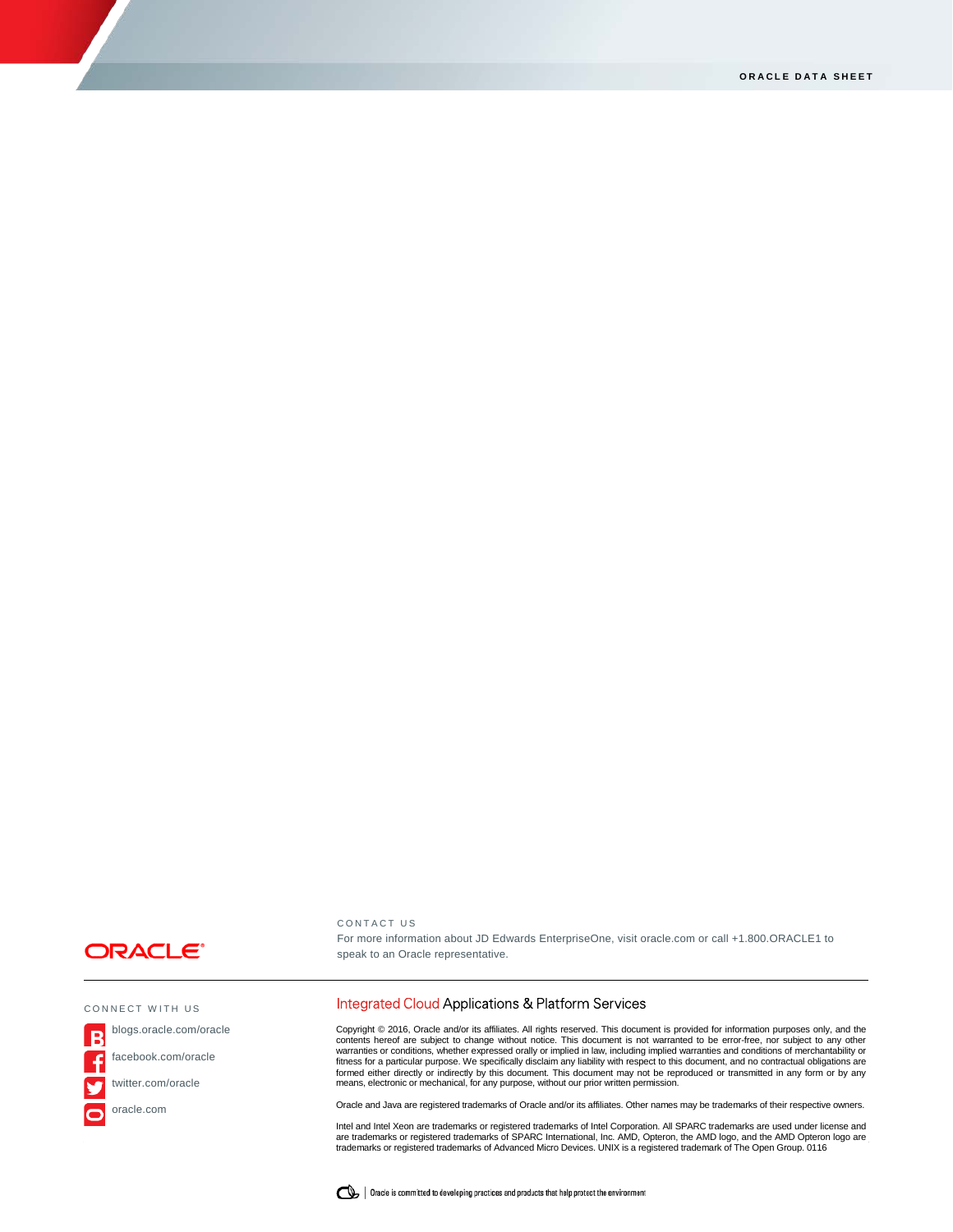CONTACT US

For more information about JD Edwards EnterpriseOne, visit oracle.com or call +1.800.ORACLE1 to speak to an Oracle representative.

CONNECT WITH US

blogs.oracle.com/oracle

facebook.com/oracle

twitter.com/oracle

oracle.com

Integrated Cloud Applications & Platform Services

Copyright © 2016, Oracle and/or its affiliates. All rights reserved. This document is provided for information purposes only, and the contents hereof are subject to change without notice. This document is not warranted to be error-free, nor subject to any other warranties or conditions, whether expressed orally or implied in law, including implied warranties and conditions of merchantability or fitness for a particular purpose. We specifically disclaim any liability with respect to this document, and no contractual obligations are formed either directly or indirectly by this document. This document may not be reproduced or transmitted in any form or by any means, electronic or mechanical, for any purpose, without our prior written permission.

Oracle and Java are registered trademarks of Oracle and/or its affiliates. Other names may be trademarks of their respective owners.

Intel and Intel Xeon are trademarks or registered trademarks of Intel Corporation. All SPARC trademarks are used under license and are trademarks or registered trademarks of SPARC International, Inc. AMD, Opteron, the AMD logo, and the AMD Opteron logo are trademarks or registered trademarks of Advanced Micro Devices. UNIX is a registered trademark of The Open Group. 0116

Oracle is committed to developing practices and products that help protect the environment